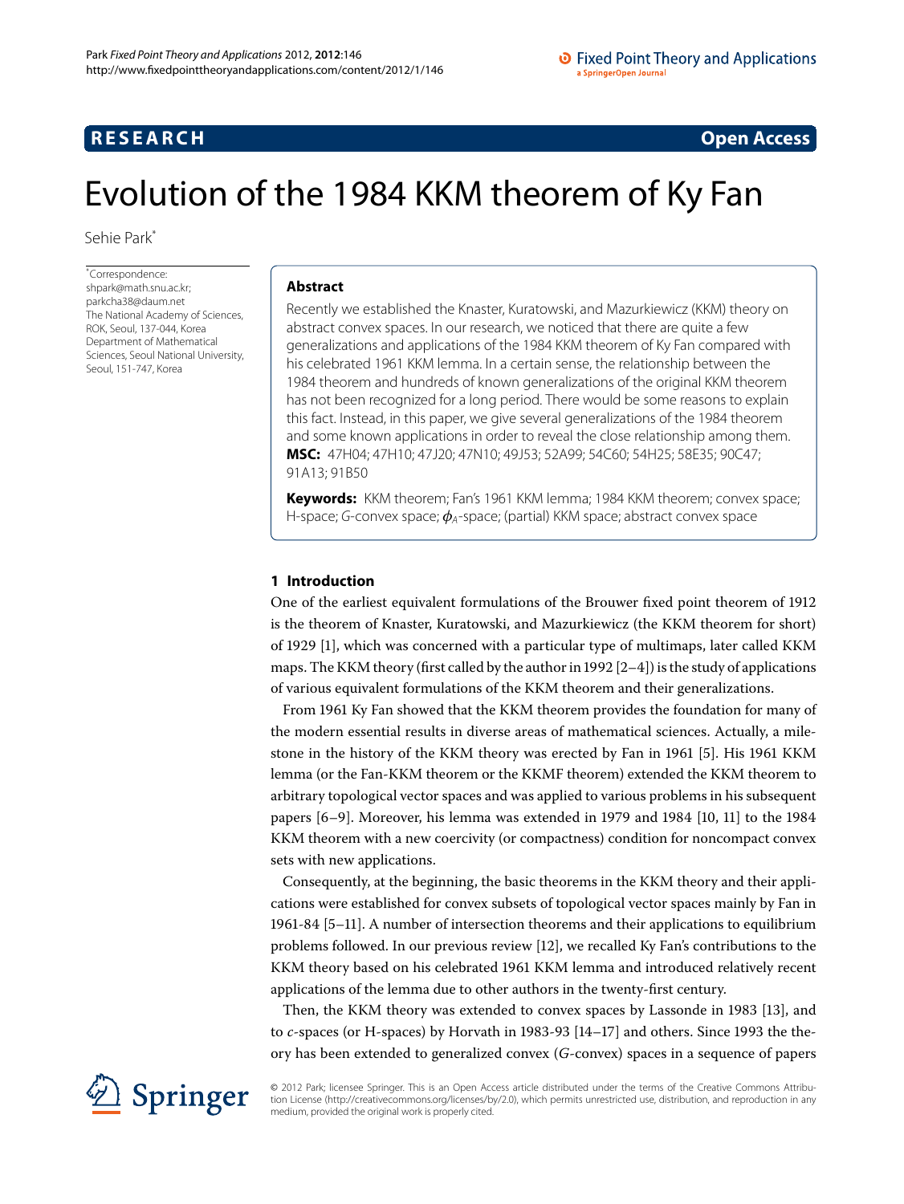**RESEARCH** **Open Access**

# Evolution of the 1984 KKM theorem of Ky Fan

Sehie Park*

*Correspondence: shpark@math.snu.ac.kr; parkcha38@daum.net
The National Academy of Sciences, ROK, Seoul, 137-044, Korea
Department of Mathematical Sciences, Seoul National University, Seoul, 151-747, Korea

## Abstract

Recently we established the Knaster, Kuratowski, and Mazurkiewicz (KKM) theory on abstract convex spaces. In our research, we noticed that there are quite a few generalizations and applications of the 1984 KKM theorem of Ky Fan compared with his celebrated 1961 KKM lemma. In a certain sense, the relationship between the 1984 theorem and hundreds of known generalizations of the original KKM theorem has not been recognized for a long period. There would be some reasons to explain this fact. Instead, in this paper, we give several generalizations of the 1984 theorem and some known applications in order to reveal the close relationship among them.

**MSC:** 47H04; 47H10; 47J20; 47N10; 49J53; 52A99; 54C60; 54H25; 58E35; 90C47; 91A13; 91B50

**Keywords:** KKM theorem; Fan's 1961 KKM lemma; 1984 KKM theorem; convex space; H-space; *G*-convex space; $\phi_A$-space; (partial) KKM space; abstract convex space

## 1 Introduction

One of the earliest equivalent formulations of the Brouwer fixed point theorem of 1912 is the theorem of Knaster, Kuratowski, and Mazurkiewicz (the KKM theorem for short) of 1929 [1], which was concerned with a particular type of multimaps, later called KKM maps. The KKM theory (first called by the author in 1992 [2–4]) is the study of applications of various equivalent formulations of the KKM theorem and their generalizations.

From 1961 Ky Fan showed that the KKM theorem provides the foundation for many of the modern essential results in diverse areas of mathematical sciences. Actually, a milestone in the history of the KKM theory was erected by Fan in 1961 [5]. His 1961 KKM lemma (or the Fan-KKM theorem or the KKMF theorem) extended the KKM theorem to arbitrary topological vector spaces and was applied to various problems in his subsequent papers [6–9]. Moreover, his lemma was extended in 1979 and 1984 [10, 11] to the 1984 KKM theorem with a new coercivity (or compactness) condition for noncompact convex sets with new applications.

Consequently, at the beginning, the basic theorems in the KKM theory and their applications were established for convex subsets of topological vector spaces mainly by Fan in 1961-84 [5–11]. A number of intersection theorems and their applications to equilibrium problems followed. In our previous review [12], we recalled Ky Fan's contributions to the KKM theory based on his celebrated 1961 KKM lemma and introduced relatively recent applications of the lemma due to other authors in the twenty-first century.

Then, the KKM theory was extended to convex spaces by Lassonde in 1983 [13], and to *c*-spaces (or H-spaces) by Horvath in 1983-93 [14–17] and others. Since 1993 the theory has been extended to generalized convex (*G*-convex) spaces in a sequence of papers

© 2012 Park; licensee Springer. This is an Open Access article distributed under the terms of the Creative Commons Attribution License (http://creativecommons.org/licenses/by/2.0), which permits unrestricted use, distribution, and reproduction in any medium, provided the original work is properly cited.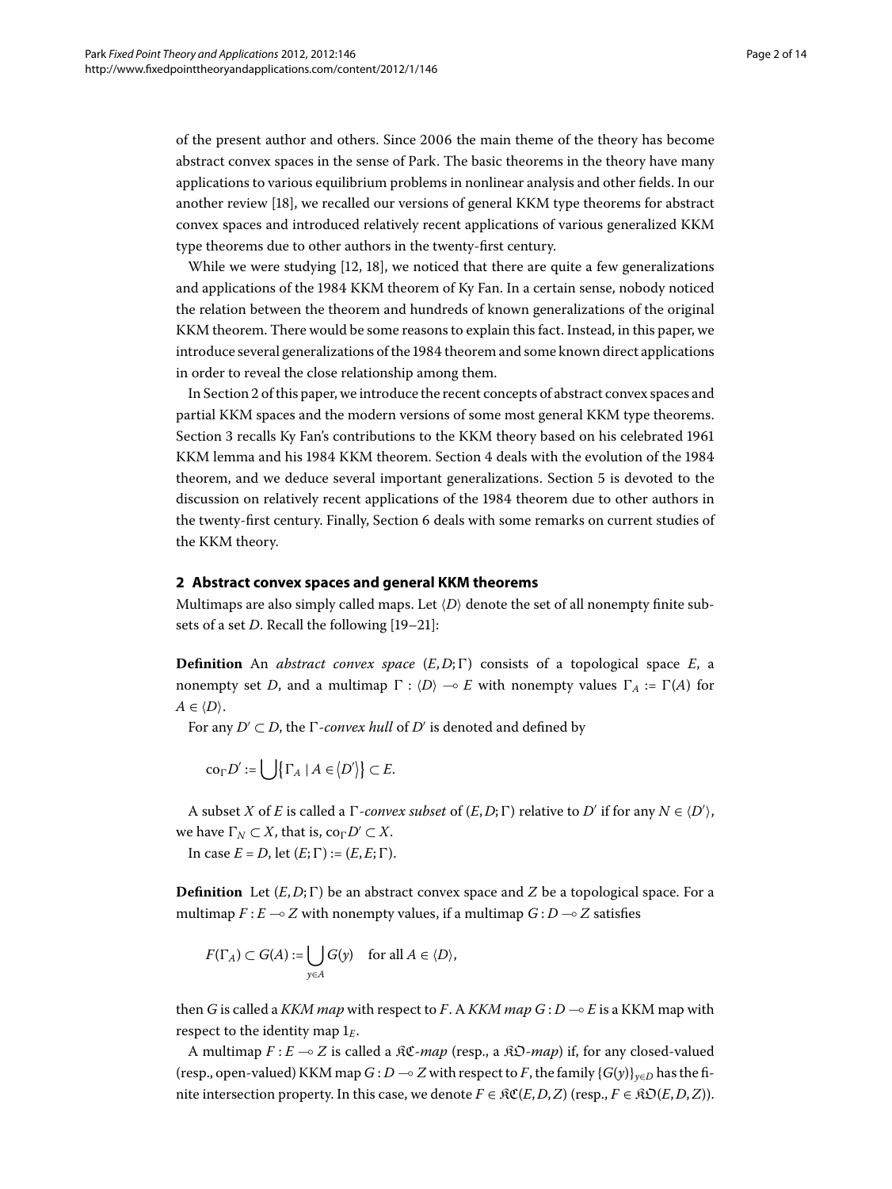of the present author and others. Since 2006 the main theme of the theory has become abstract convex spaces in the sense of Park. The basic theorems in the theory have many applications to various equilibrium problems in nonlinear analysis and other fields. In our another review [18], we recalled our versions of general KKM type theorems for abstract convex spaces and introduced relatively recent applications of various generalized KKM type theorems due to other authors in the twenty-first century.

While we were studying [12, 18], we noticed that there are quite a few generalizations and applications of the 1984 KKM theorem of Ky Fan. In a certain sense, nobody noticed the relation between the theorem and hundreds of known generalizations of the original KKM theorem. There would be some reasons to explain this fact. Instead, in this paper, we introduce several generalizations of the 1984 theorem and some known direct applications in order to reveal the close relationship among them.

In Section 2 of this paper, we introduce the recent concepts of abstract convex spaces and partial KKM spaces and the modern versions of some most general KKM type theorems. Section 3 recalls Ky Fan's contributions to the KKM theory based on his celebrated 1961 KKM lemma and his 1984 KKM theorem. Section 4 deals with the evolution of the 1984 theorem, and we deduce several important generalizations. Section 5 is devoted to the discussion on relatively recent applications of the 1984 theorem due to other authors in the twenty-first century. Finally, Section 6 deals with some remarks on current studies of the KKM theory.

## 2 Abstract convex spaces and general KKM theorems

Multimaps are also simply called maps. Let $\langle D\rangle$ denote the set of all nonempty finite subsets of a set $D$. Recall the following [19–21]:

**Definition** An *abstract convex space* $(E, D; \Gamma)$ consists of a topological space $E$, a nonempty set $D$, and a multimap $\Gamma : \langle D\rangle \multimap E$ with nonempty values $\Gamma_A := \Gamma(A)$ for $A \in \langle D\rangle$.

For any $D' \subset D$, the $\Gamma$*-convex hull* of $D'$ is denoted and defined by

$$\mathrm{co}_\Gamma D' := \bigcup\{\Gamma_A \mid A \in \langle D'\rangle\} \subset E.$$

A subset $X$ of $E$ is called a $\Gamma$*-convex subset* of $(E, D; \Gamma)$ relative to $D'$ if for any $N \in \langle D'\rangle$, we have $\Gamma_N \subset X$, that is, $\mathrm{co}_\Gamma D' \subset X$.

In case $E = D$, let $(E; \Gamma) := (E, E; \Gamma)$.

**Definition** Let $(E, D; \Gamma)$ be an abstract convex space and $Z$ be a topological space. For a multimap $F : E \multimap Z$ with nonempty values, if a multimap $G : D \multimap Z$ satisfies

$$F(\Gamma_A) \subset G(A) := \bigcup_{y\in A} G(y) \quad \text{for all } A \in \langle D\rangle,$$

then $G$ is called a *KKM map* with respect to $F$. A *KKM map* $G : D \multimap E$ is a KKM map with respect to the identity map $1_E$.

A multimap $F : E \multimap Z$ is called a $\mathfrak{KC}$*-map* (resp., a $\mathfrak{KO}$*-map*) if, for any closed-valued (resp., open-valued) KKM map $G : D \multimap Z$ with respect to $F$, the family $\{G(y)\}_{y\in D}$ has the finite intersection property. In this case, we denote $F \in \mathfrak{KC}(E, D, Z)$ (resp., $F \in \mathfrak{KO}(E, D, Z)$).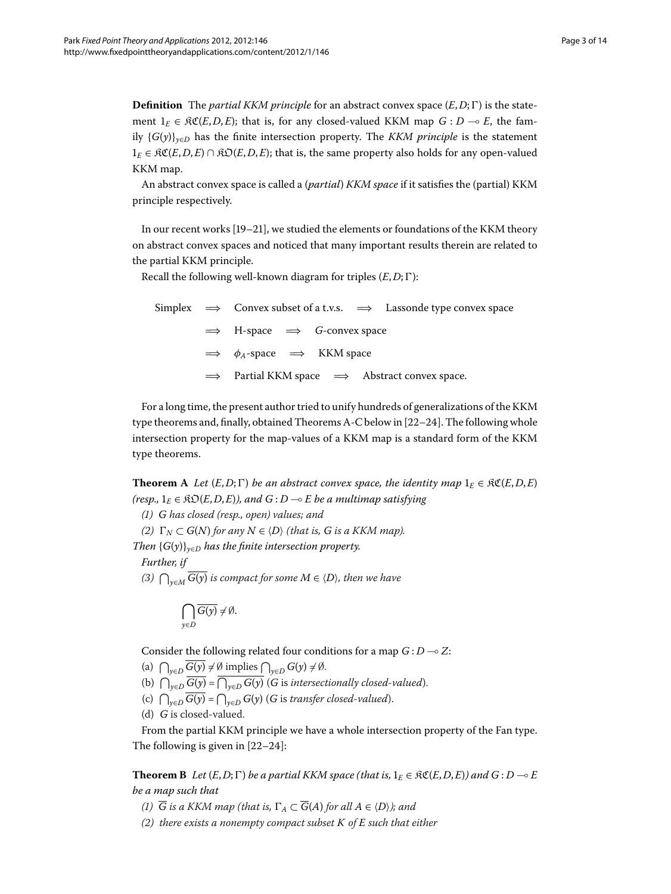**Definition** The *partial KKM principle* for an abstract convex space $(E, D; \Gamma)$ is the statement $1_E \in \mathfrak{KC}(E, D, E)$; that is, for any closed-valued KKM map $G : D \multimap E$, the family $\{G(y)\}_{y \in D}$ has the finite intersection property. The *KKM principle* is the statement $1_E \in \mathfrak{KC}(E, D, E) \cap \mathfrak{KO}(E, D, E)$; that is, the same property also holds for any open-valued KKM map.

An abstract convex space is called a (*partial*) *KKM space* if it satisfies the (partial) KKM principle respectively.

In our recent works [19–21], we studied the elements or foundations of the KKM theory on abstract convex spaces and noticed that many important results therein are related to the partial KKM principle.

Recall the following well-known diagram for triples $(E, D; \Gamma)$:

$$
\begin{aligned}
\text{Simplex} \quad &\Longrightarrow \quad \text{Convex subset of a t.v.s.} \quad \Longrightarrow \quad \text{Lassonde type convex space} \\
&\Longrightarrow \quad \text{H-space} \quad \Longrightarrow \quad G\text{-convex space} \\
&\Longrightarrow \quad \phi_A\text{-space} \quad \Longrightarrow \quad \text{KKM space} \\
&\Longrightarrow \quad \text{Partial KKM space} \quad \Longrightarrow \quad \text{Abstract convex space.}
\end{aligned}
$$

For a long time, the present author tried to unify hundreds of generalizations of the KKM type theorems and, finally, obtained Theorems A-C below in [22–24]. The following whole intersection property for the map-values of a KKM map is a standard form of the KKM type theorems.

**Theorem A** *Let $(E, D; \Gamma)$ be an abstract convex space, the identity map $1_E \in \mathfrak{KC}(E, D, E)$ (resp., $1_E \in \mathfrak{KO}(E, D, E)$), and $G : D \multimap E$ be a multimap satisfying*

*(1) $G$ has closed (resp., open) values; and*

*(2) $\Gamma_N \subset G(N)$ for any $N \in \langle D \rangle$ (that is, $G$ is a KKM map).*

*Then $\{G(y)\}_{y \in D}$ has the finite intersection property.*

*Further, if*

*(3) $\bigcap_{y \in M} \overline{G(y)}$ is compact for some $M \in \langle D \rangle$, then we have*

$$\bigcap_{y \in D} \overline{G(y)} \neq \emptyset.$$

Consider the following related four conditions for a map $G : D \multimap Z$:

(a) $\bigcap_{y \in D} \overline{G(y)} \neq \emptyset$ implies $\bigcap_{y \in D} G(y) \neq \emptyset$.

(b) $\bigcap_{y \in D} \overline{G(y)} = \overline{\bigcap_{y \in D} G(y)}$ ($G$ is *intersectionally closed-valued*).

(c) $\bigcap_{y \in D} \overline{G(y)} = \bigcap_{y \in D} G(y)$ ($G$ is *transfer closed-valued*).

(d) $G$ is closed-valued.

From the partial KKM principle we have a whole intersection property of the Fan type. The following is given in [22–24]:

**Theorem B** *Let $(E, D; \Gamma)$ be a partial KKM space (that is, $1_E \in \mathfrak{KC}(E, D, E)$) and $G : D \multimap E$ be a map such that*

*(1) $\overline{G}$ is a KKM map (that is, $\Gamma_A \subset \overline{G}(A)$ for all $A \in \langle D \rangle$); and*

*(2) there exists a nonempty compact subset $K$ of $E$ such that either*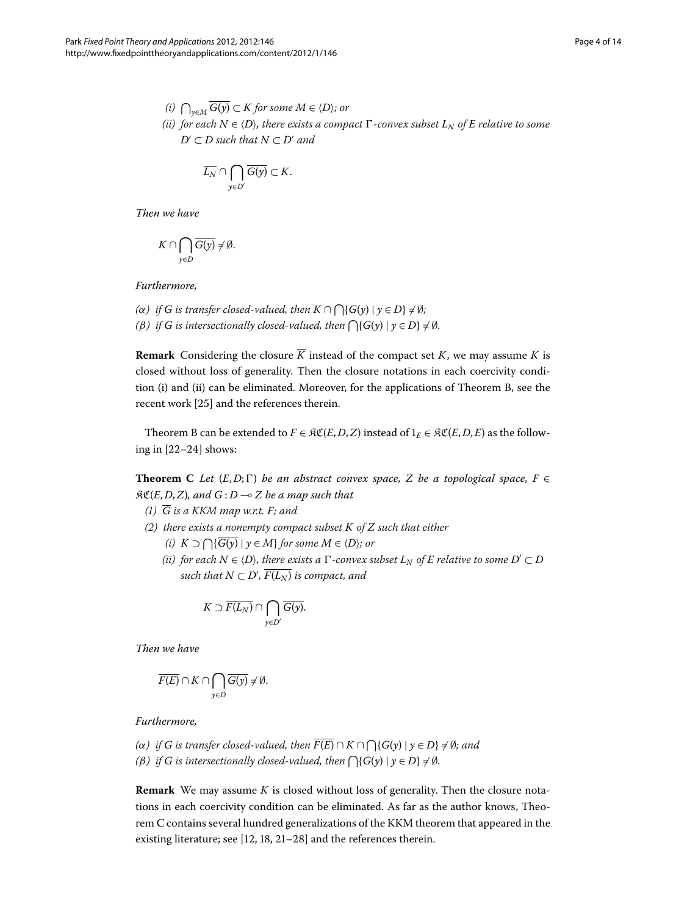*(i)* $\bigcap_{y\in M} \overline{G(y)} \subset K$ *for some* $M \in \langle D\rangle$*; or*

*(ii) for each* $N \in \langle D\rangle$*, there exists a compact* $\Gamma$*-convex subset* $L_N$ *of* $E$ *relative to some* $D' \subset D$ *such that* $N \subset D'$ *and*

$$\overline{L_N} \cap \bigcap_{y\in D'} \overline{G(y)} \subset K.$$

*Then we have*

$$K \cap \bigcap_{y\in D} \overline{G(y)} \neq \emptyset.$$

*Furthermore,*

*(α) if* $G$ *is transfer closed-valued, then* $K \cap \bigcap\{G(y) \mid y \in D\} \neq \emptyset$*;*

*(β) if* $G$ *is intersectionally closed-valued, then* $\bigcap\{G(y) \mid y \in D\} \neq \emptyset$*.*

**Remark** Considering the closure $\overline{K}$ instead of the compact set $K$, we may assume $K$ is closed without loss of generality. Then the closure notations in each coercivity condition (i) and (ii) can be eliminated. Moreover, for the applications of Theorem B, see the recent work [25] and the references therein.

Theorem B can be extended to $F \in \mathfrak{KC}(E, D, Z)$ instead of $1_E \in \mathfrak{KC}(E, D, E)$ as the following in [22–24] shows:

**Theorem C** *Let* $(E, D; \Gamma)$ *be an abstract convex space,* $Z$ *be a topological space,* $F \in \mathfrak{KC}(E, D, Z)$*, and* $G : D \multimap Z$ *be a map such that*

*(1)* $\overline{G}$ *is a KKM map w.r.t.* $F$*; and*

*(2) there exists a nonempty compact subset* $K$ *of* $Z$ *such that either*

*(i)* $K \supset \bigcap\{\overline{G(y)} \mid y \in M\}$ *for some* $M \in \langle D\rangle$*; or*

*(ii) for each* $N \in \langle D\rangle$*, there exists a* $\Gamma$*-convex subset* $L_N$ *of* $E$ *relative to some* $D' \subset D$ *such that* $N \subset D'$*,* $\overline{F(L_N)}$ *is compact, and*

$$K \supset \overline{F(L_N)} \cap \bigcap_{y\in D'} \overline{G(y)}.$$

*Then we have*

$$\overline{F(E)} \cap K \cap \bigcap_{y\in D} \overline{G(y)} \neq \emptyset.$$

*Furthermore,*

*(α) if* $G$ *is transfer closed-valued, then* $\overline{F(E)} \cap K \cap \bigcap\{G(y) \mid y \in D\} \neq \emptyset$*; and*

*(β) if* $G$ *is intersectionally closed-valued, then* $\bigcap\{G(y) \mid y \in D\} \neq \emptyset$*.*

**Remark** We may assume $K$ is closed without loss of generality. Then the closure notations in each coercivity condition can be eliminated. As far as the author knows, Theorem C contains several hundred generalizations of the KKM theorem that appeared in the existing literature; see [12, 18, 21–28] and the references therein.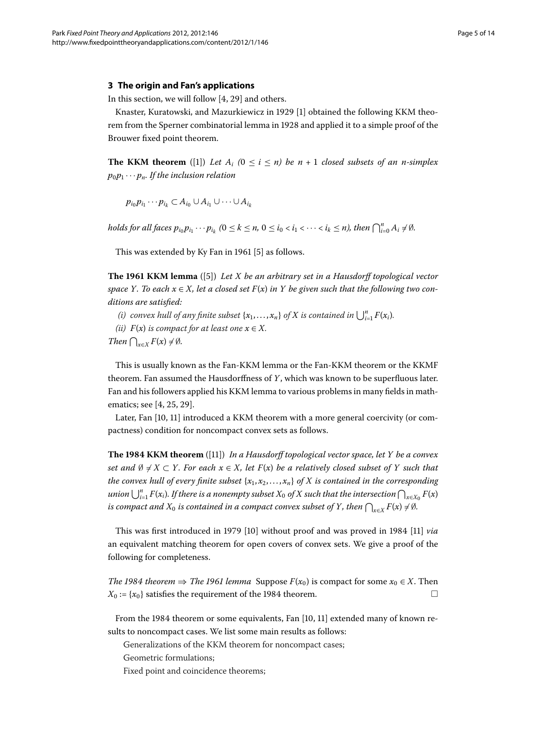## 3 The origin and Fan's applications

In this section, we will follow [4, 29] and others.

Knaster, Kuratowski, and Mazurkiewicz in 1929 [1] obtained the following KKM theorem from the Sperner combinatorial lemma in 1928 and applied it to a simple proof of the Brouwer fixed point theorem.

**The KKM theorem** ([1]) *Let $A_i$ $(0 \leq i \leq n)$ be $n+1$ closed subsets of an $n$-simplex $p_0 p_1 \cdots p_n$. If the inclusion relation*

$$p_{i_0} p_{i_1} \cdots p_{i_k} \subset A_{i_0} \cup A_{i_1} \cup \cdots \cup A_{i_k}$$

*holds for all faces $p_{i_0} p_{i_1} \cdots p_{i_k}$ $(0 \leq k \leq n,\ 0 \leq i_0 < i_1 < \cdots < i_k \leq n)$, then $\bigcap_{i=0}^n A_i \neq \emptyset$.*

This was extended by Ky Fan in 1961 [5] as follows.

**The 1961 KKM lemma** ([5]) *Let $X$ be an arbitrary set in a Hausdorff topological vector space $Y$. To each $x \in X$, let a closed set $F(x)$ in $Y$ be given such that the following two conditions are satisfied:*

*(i) convex hull of any finite subset $\{x_1, \ldots, x_n\}$ of $X$ is contained in $\bigcup_{i=1}^n F(x_i)$.*

*(ii) $F(x)$ is compact for at least one $x \in X$.*

*Then $\bigcap_{x \in X} F(x) \neq \emptyset$.*

This is usually known as the Fan-KKM lemma or the Fan-KKM theorem or the KKMF theorem. Fan assumed the Hausdorffness of $Y$, which was known to be superfluous later. Fan and his followers applied his KKM lemma to various problems in many fields in mathematics; see [4, 25, 29].

Later, Fan [10, 11] introduced a KKM theorem with a more general coercivity (or compactness) condition for noncompact convex sets as follows.

**The 1984 KKM theorem** ([11]) *In a Hausdorff topological vector space, let $Y$ be a convex set and $\emptyset \neq X \subset Y$. For each $x \in X$, let $F(x)$ be a relatively closed subset of $Y$ such that the convex hull of every finite subset $\{x_1, x_2, \ldots, x_n\}$ of $X$ is contained in the corresponding union $\bigcup_{i=1}^n F(x_i)$. If there is a nonempty subset $X_0$ of $X$ such that the intersection $\bigcap_{x \in X_0} F(x)$ is compact and $X_0$ is contained in a compact convex subset of $Y$, then $\bigcap_{x \in X} F(x) \neq \emptyset$.*

This was first introduced in 1979 [10] without proof and was proved in 1984 [11] *via* an equivalent matching theorem for open covers of convex sets. We give a proof of the following for completeness.

*The 1984 theorem $\Rightarrow$ The 1961 lemma* Suppose $F(x_0)$ is compact for some $x_0 \in X$. Then $X_0 := \{x_0\}$ satisfies the requirement of the 1984 theorem. □

From the 1984 theorem or some equivalents, Fan [10, 11] extended many of known results to noncompact cases. We list some main results as follows:

Generalizations of the KKM theorem for noncompact cases;

Geometric formulations;

Fixed point and coincidence theorems;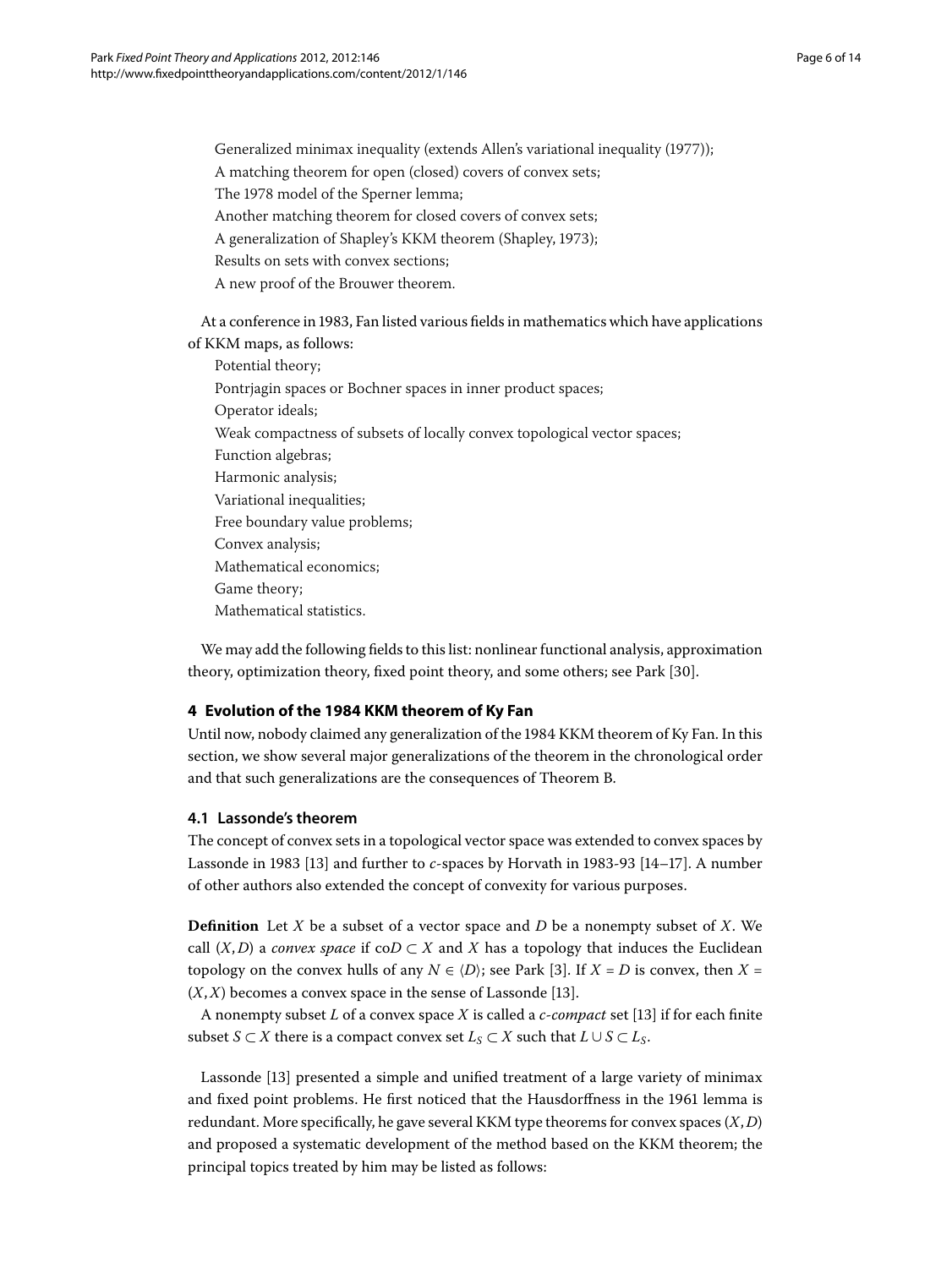Generalized minimax inequality (extends Allen's variational inequality (1977));

A matching theorem for open (closed) covers of convex sets;

The 1978 model of the Sperner lemma;

Another matching theorem for closed covers of convex sets;

A generalization of Shapley's KKM theorem (Shapley, 1973);

Results on sets with convex sections;

A new proof of the Brouwer theorem.

At a conference in 1983, Fan listed various fields in mathematics which have applications of KKM maps, as follows:

Potential theory;

Pontrjagin spaces or Bochner spaces in inner product spaces;

Operator ideals;

Weak compactness of subsets of locally convex topological vector spaces;

Function algebras;

Harmonic analysis;

Variational inequalities;

Free boundary value problems;

Convex analysis;

Mathematical economics;

Game theory;

Mathematical statistics.

We may add the following fields to this list: nonlinear functional analysis, approximation theory, optimization theory, fixed point theory, and some others; see Park [30].

## 4 Evolution of the 1984 KKM theorem of Ky Fan

Until now, nobody claimed any generalization of the 1984 KKM theorem of Ky Fan. In this section, we show several major generalizations of the theorem in the chronological order and that such generalizations are the consequences of Theorem B.

### 4.1 Lassonde's theorem

The concept of convex sets in a topological vector space was extended to convex spaces by Lassonde in 1983 [13] and further to *c*-spaces by Horvath in 1983-93 [14–17]. A number of other authors also extended the concept of convexity for various purposes.

**Definition** Let $X$ be a subset of a vector space and $D$ be a nonempty subset of $X$. We call $(X, D)$ a *convex space* if $\mathrm{co} D \subset X$ and $X$ has a topology that induces the Euclidean topology on the convex hulls of any $N \in \langle D \rangle$; see Park [3]. If $X = D$ is convex, then $X = (X, X)$ becomes a convex space in the sense of Lassonde [13].

A nonempty subset $L$ of a convex space $X$ is called a *c-compact* set [13] if for each finite subset $S \subset X$ there is a compact convex set $L_S \subset X$ such that $L \cup S \subset L_S$.

Lassonde [13] presented a simple and unified treatment of a large variety of minimax and fixed point problems. He first noticed that the Hausdorffness in the 1961 lemma is redundant. More specifically, he gave several KKM type theorems for convex spaces $(X, D)$ and proposed a systematic development of the method based on the KKM theorem; the principal topics treated by him may be listed as follows: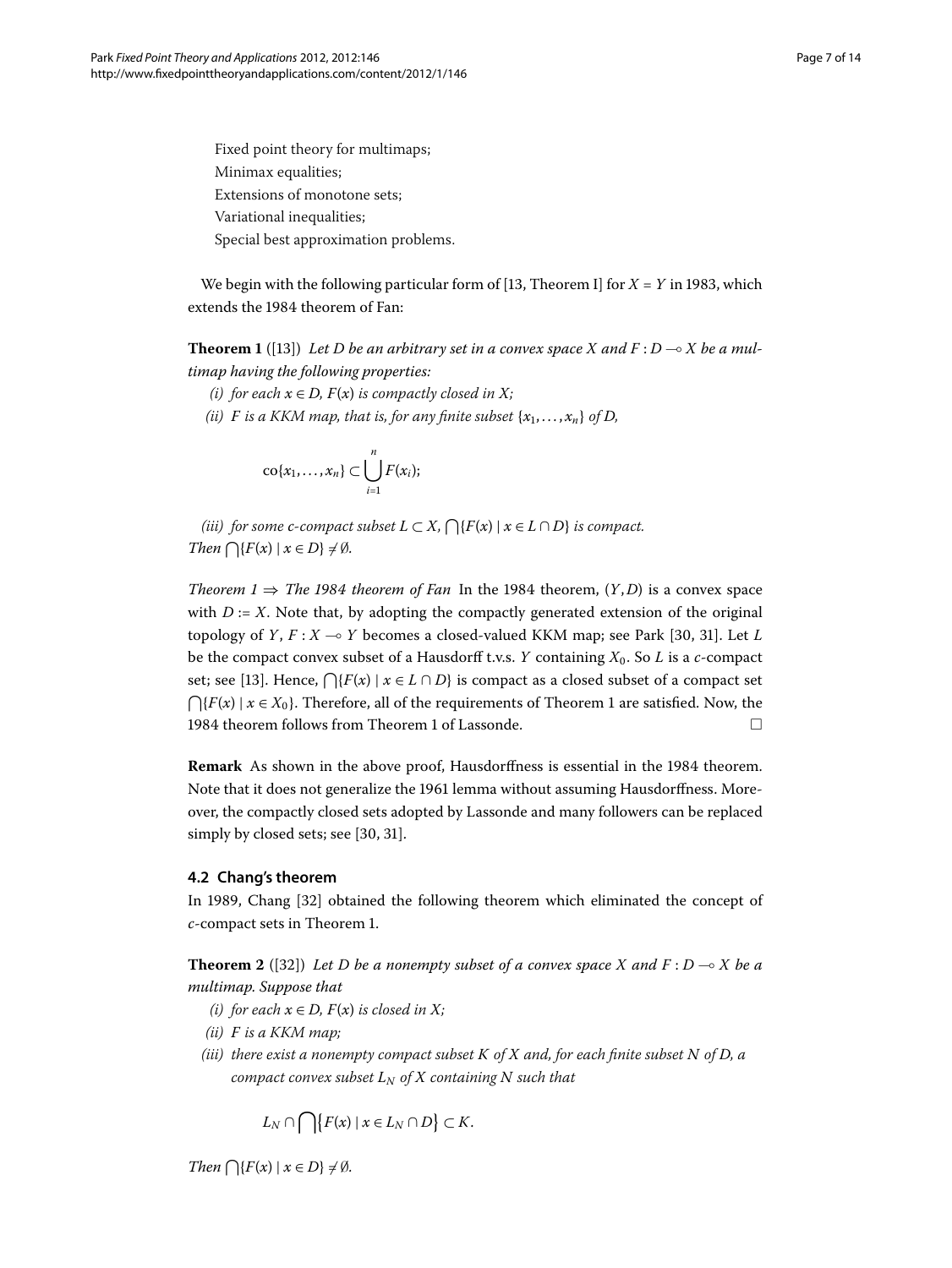Fixed point theory for multimaps;
Minimax equalities;
Extensions of monotone sets;
Variational inequalities;
Special best approximation problems.

We begin with the following particular form of [13, Theorem I] for $X = Y$ in 1983, which extends the 1984 theorem of Fan:

**Theorem 1** ([13]) *Let $D$ be an arbitrary set in a convex space $X$ and $F : D \multimap X$ be a multimap having the following properties:*

*(i) for each $x \in D$, $F(x)$ is compactly closed in $X$;*

*(ii) $F$ is a KKM map, that is, for any finite subset $\{x_1, \dots, x_n\}$ of $D$,*

$$\operatorname{co}\{x_1, \dots, x_n\} \subset \bigcup_{i=1}^{n} F(x_i);$$

*(iii) for some c-compact subset $L \subset X$, $\bigcap\{F(x) \mid x \in L \cap D\}$ is compact.*

*Then $\bigcap\{F(x) \mid x \in D\} \neq \emptyset$.*

*Theorem 1 $\Rightarrow$ The 1984 theorem of Fan* In the 1984 theorem, $(Y, D)$ is a convex space with $D := X$. Note that, by adopting the compactly generated extension of the original topology of $Y$, $F : X \multimap Y$ becomes a closed-valued KKM map; see Park [30, 31]. Let $L$ be the compact convex subset of a Hausdorff t.v.s. $Y$ containing $X_0$. So $L$ is a $c$-compact set; see [13]. Hence, $\bigcap\{F(x) \mid x \in L \cap D\}$ is compact as a closed subset of a compact set $\bigcap\{F(x) \mid x \in X_0\}$. Therefore, all of the requirements of Theorem 1 are satisfied. Now, the 1984 theorem follows from Theorem 1 of Lassonde. □

**Remark** As shown in the above proof, Hausdorffness is essential in the 1984 theorem. Note that it does not generalize the 1961 lemma without assuming Hausdorffness. Moreover, the compactly closed sets adopted by Lassonde and many followers can be replaced simply by closed sets; see [30, 31].

### 4.2 Chang's theorem

In 1989, Chang [32] obtained the following theorem which eliminated the concept of $c$-compact sets in Theorem 1.

**Theorem 2** ([32]) *Let $D$ be a nonempty subset of a convex space $X$ and $F : D \multimap X$ be a multimap. Suppose that*

*(i) for each $x \in D$, $F(x)$ is closed in $X$;*

*(ii) $F$ is a KKM map;*

*(iii) there exist a nonempty compact subset $K$ of $X$ and, for each finite subset $N$ of $D$, a compact convex subset $L_N$ of $X$ containing $N$ such that*

$$L_N \cap \bigcap\{F(x) \mid x \in L_N \cap D\} \subset K.$$

*Then $\bigcap\{F(x) \mid x \in D\} \neq \emptyset$.*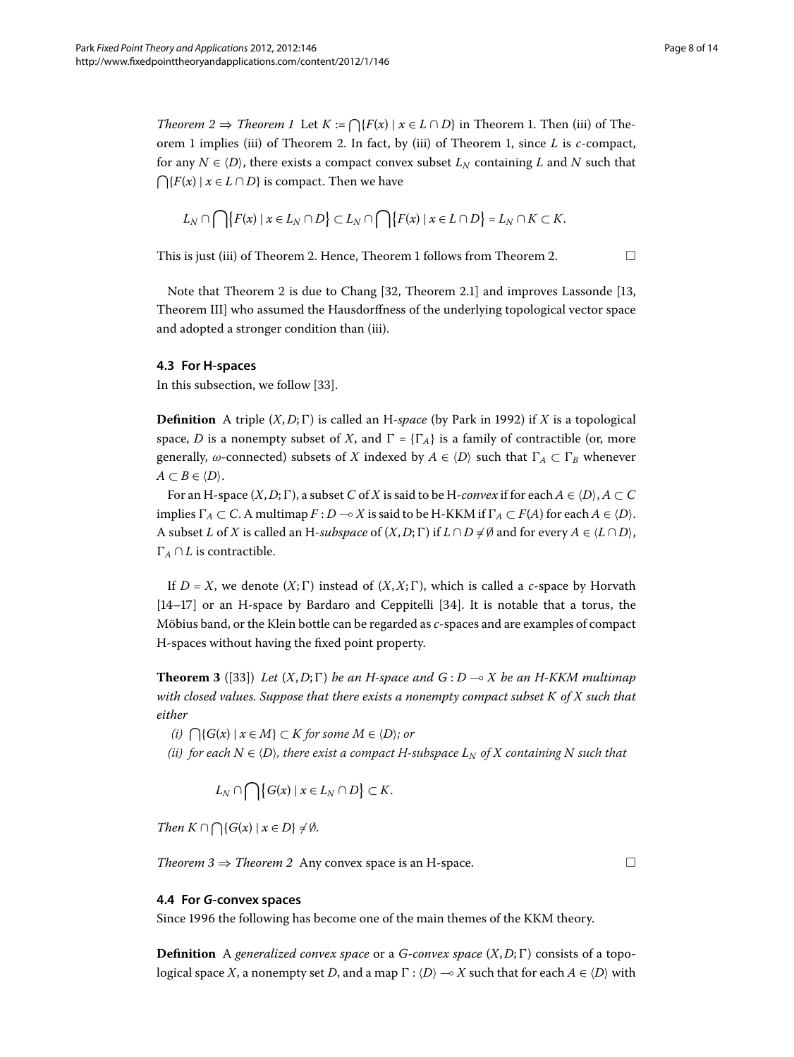*Theorem 2 ⇒ Theorem 1* Let $K := \bigcap\{F(x) \mid x \in L \cap D\}$ in Theorem 1. Then (iii) of Theorem 1 implies (iii) of Theorem 2. In fact, by (iii) of Theorem 1, since $L$ is $c$-compact, for any $N \in \langle D\rangle$, there exists a compact convex subset $L_N$ containing $L$ and $N$ such that $\bigcap\{F(x) \mid x \in L \cap D\}$ is compact. Then we have

$$L_N \cap \bigcap\{F(x) \mid x \in L_N \cap D\} \subset L_N \cap \bigcap\{F(x) \mid x \in L \cap D\} = L_N \cap K \subset K.$$

This is just (iii) of Theorem 2. Hence, Theorem 1 follows from Theorem 2. □

Note that Theorem 2 is due to Chang [32, Theorem 2.1] and improves Lassonde [13, Theorem III] who assumed the Hausdorffness of the underlying topological vector space and adopted a stronger condition than (iii).

### 4.3 For H-spaces

In this subsection, we follow [33].

**Definition** A triple $(X, D; \Gamma)$ is called an H-*space* (by Park in 1992) if $X$ is a topological space, $D$ is a nonempty subset of $X$, and $\Gamma = \{\Gamma_A\}$ is a family of contractible (or, more generally, $\omega$-connected) subsets of $X$ indexed by $A \in \langle D\rangle$ such that $\Gamma_A \subset \Gamma_B$ whenever $A \subset B \in \langle D\rangle$.

For an H-space $(X, D; \Gamma)$, a subset $C$ of $X$ is said to be H-*convex* if for each $A \in \langle D\rangle$, $A \subset C$ implies $\Gamma_A \subset C$. A multimap $F : D \multimap X$ is said to be H-KKM if $\Gamma_A \subset F(A)$ for each $A \in \langle D\rangle$. A subset $L$ of $X$ is called an H-*subspace* of $(X, D; \Gamma)$ if $L \cap D \neq \emptyset$ and for every $A \in \langle L \cap D\rangle$, $\Gamma_A \cap L$ is contractible.

If $D = X$, we denote $(X; \Gamma)$ instead of $(X, X; \Gamma)$, which is called a $c$-space by Horvath [14–17] or an H-space by Bardaro and Ceppitelli [34]. It is notable that a torus, the Möbius band, or the Klein bottle can be regarded as $c$-spaces and are examples of compact H-spaces without having the fixed point property.

**Theorem 3** ([33]) *Let $(X, D; \Gamma)$ be an H-space and $G : D \multimap X$ be an H-KKM multimap with closed values. Suppose that there exists a nonempty compact subset $K$ of $X$ such that either*

*(i) $\bigcap\{G(x) \mid x \in M\} \subset K$ for some $M \in \langle D\rangle$; or*

*(ii) for each $N \in \langle D\rangle$, there exist a compact H-subspace $L_N$ of $X$ containing $N$ such that*

$$L_N \cap \bigcap\{G(x) \mid x \in L_N \cap D\} \subset K.$$

*Then $K \cap \bigcap\{G(x) \mid x \in D\} \neq \emptyset$.*

*Theorem 3 ⇒ Theorem 2* Any convex space is an H-space. □

### 4.4 For *G*-convex spaces

Since 1996 the following has become one of the main themes of the KKM theory.

**Definition** A *generalized convex space* or a *G-convex space* $(X, D; \Gamma)$ consists of a topological space $X$, a nonempty set $D$, and a map $\Gamma : \langle D\rangle \multimap X$ such that for each $A \in \langle D\rangle$ with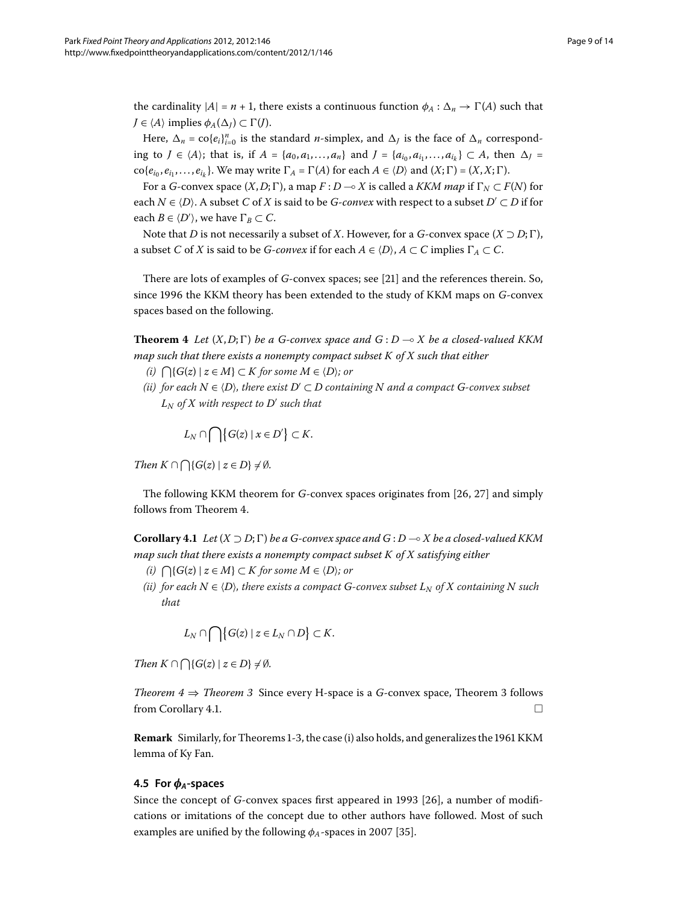the cardinality $|A| = n + 1$, there exists a continuous function $\phi_A : \Delta_n \to \Gamma(A)$ such that $J \in \langle A \rangle$ implies $\phi_A(\Delta_J) \subset \Gamma(J)$.

Here, $\Delta_n = \operatorname{co}\{e_i\}_{i=0}^n$ is the standard $n$-simplex, and $\Delta_J$ is the face of $\Delta_n$ corresponding to $J \in \langle A \rangle$; that is, if $A = \{a_0, a_1, \dots, a_n\}$ and $J = \{a_{i_0}, a_{i_1}, \dots, a_{i_k}\} \subset A$, then $\Delta_J = \operatorname{co}\{e_{i_0}, e_{i_1}, \dots, e_{i_k}\}$. We may write $\Gamma_A = \Gamma(A)$ for each $A \in \langle D \rangle$ and $(X; \Gamma) = (X, X; \Gamma)$.

For a $G$-convex space $(X, D; \Gamma)$, a map $F : D \multimap X$ is called a *KKM map* if $\Gamma_N \subset F(N)$ for each $N \in \langle D \rangle$. A subset $C$ of $X$ is said to be *G-convex* with respect to a subset $D' \subset D$ if for each $B \in \langle D' \rangle$, we have $\Gamma_B \subset C$.

Note that $D$ is not necessarily a subset of $X$. However, for a $G$-convex space $(X \supset D; \Gamma)$, a subset $C$ of $X$ is said to be *G-convex* if for each $A \in \langle D \rangle$, $A \subset C$ implies $\Gamma_A \subset C$.

There are lots of examples of $G$-convex spaces; see [21] and the references therein. So, since 1996 the KKM theory has been extended to the study of KKM maps on $G$-convex spaces based on the following.

**Theorem 4** *Let $(X, D; \Gamma)$ be a $G$-convex space and $G : D \multimap X$ be a closed-valued KKM map such that there exists a nonempty compact subset $K$ of $X$ such that either*

*(i) $\bigcap\{G(z) \mid z \in M\} \subset K$ for some $M \in \langle D \rangle$; or*

*(ii) for each $N \in \langle D \rangle$, there exist $D' \subset D$ containing $N$ and a compact $G$-convex subset $L_N$ of $X$ with respect to $D'$ such that*

$$L_N \cap \bigcap\{G(z) \mid x \in D'\} \subset K.$$

*Then $K \cap \bigcap\{G(z) \mid z \in D\} \neq \emptyset$.*

The following KKM theorem for $G$-convex spaces originates from [26, 27] and simply follows from Theorem 4.

**Corollary 4.1** *Let $(X \supset D; \Gamma)$ be a $G$-convex space and $G : D \multimap X$ be a closed-valued KKM map such that there exists a nonempty compact subset $K$ of $X$ satisfying either*

*(i) $\bigcap\{G(z) \mid z \in M\} \subset K$ for some $M \in \langle D \rangle$; or*

*(ii) for each $N \in \langle D \rangle$, there exists a compact $G$-convex subset $L_N$ of $X$ containing $N$ such that*

$$L_N \cap \bigcap\{G(z) \mid z \in L_N \cap D\} \subset K.$$

*Then $K \cap \bigcap\{G(z) \mid z \in D\} \neq \emptyset$.*

*Theorem 4 $\Rightarrow$ Theorem 3* Since every H-space is a $G$-convex space, Theorem 3 follows from Corollary 4.1. □

**Remark** Similarly, for Theorems 1-3, the case (i) also holds, and generalizes the 1961 KKM lemma of Ky Fan.

### 4.5 For $\phi_A$-spaces

Since the concept of $G$-convex spaces first appeared in 1993 [26], a number of modifications or imitations of the concept due to other authors have followed. Most of such examples are unified by the following $\phi_A$-spaces in 2007 [35].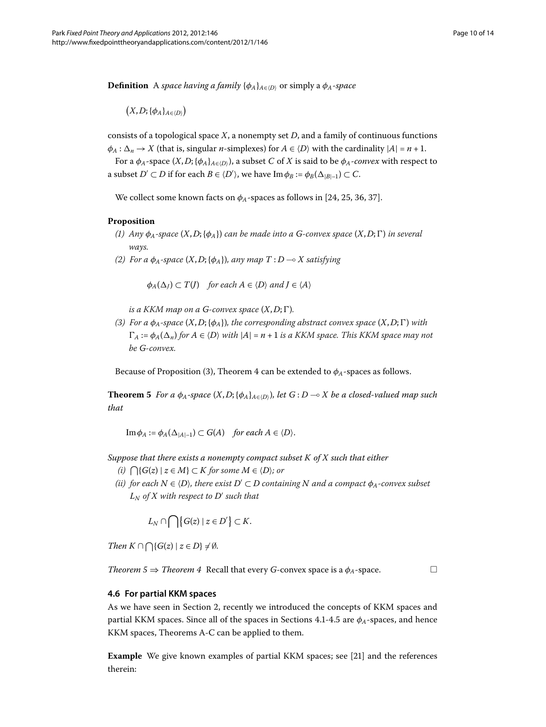**Definition** A *space having a family* $\{\phi_A\}_{A\in\langle D\rangle}$ or simply a $\phi_A$*-space*

$$\bigl(X, D; \{\phi_A\}_{A\in\langle D\rangle}\bigr)$$

consists of a topological space $X$, a nonempty set $D$, and a family of continuous functions $\phi_A : \Delta_n \to X$ (that is, singular $n$-simplexes) for $A \in \langle D\rangle$ with the cardinality $|A| = n + 1$.

For a $\phi_A$-space $(X, D; \{\phi_A\}_{A\in\langle D\rangle})$, a subset $C$ of $X$ is said to be $\phi_A$*-convex* with respect to a subset $D' \subset D$ if for each $B \in \langle D'\rangle$, we have $\operatorname{Im}\phi_B := \phi_B(\Delta_{|B|-1}) \subset C$.

We collect some known facts on $\phi_A$-spaces as follows in [24, 25, 36, 37].

**Proposition**

*(1) Any $\phi_A$-space $(X, D; \{\phi_A\})$ can be made into a G-convex space $(X, D; \Gamma)$ in several ways.*

*(2) For a $\phi_A$-space $(X, D; \{\phi_A\})$, any map $T : D \multimap X$ satisfying*

$$\phi_A(\Delta_J) \subset T(J) \quad \textit{for each } A \in \langle D\rangle \textit{ and } J \in \langle A\rangle$$

*is a KKM map on a G-convex space $(X, D; \Gamma)$.*

*(3) For a $\phi_A$-space $(X, D; \{\phi_A\})$, the corresponding abstract convex space $(X, D; \Gamma)$ with $\Gamma_A := \phi_A(\Delta_n)$ for $A \in \langle D\rangle$ with $|A| = n + 1$ is a KKM space. This KKM space may not be G-convex.*

Because of Proposition (3), Theorem 4 can be extended to $\phi_A$-spaces as follows.

**Theorem 5** *For a $\phi_A$-space $(X, D; \{\phi_A\}_{A\in\langle D\rangle})$, let $G : D \multimap X$ be a closed-valued map such that*

$$\operatorname{Im}\phi_A := \phi_A(\Delta_{|A|-1}) \subset G(A) \quad \textit{for each } A \in \langle D\rangle.$$

*Suppose that there exists a nonempty compact subset $K$ of $X$ such that either*

*(i) $\bigcap\{G(z) \mid z \in M\} \subset K$ for some $M \in \langle D\rangle$; or*

*(ii) for each $N \in \langle D\rangle$, there exist $D' \subset D$ containing $N$ and a compact $\phi_A$-convex subset $L_N$ of $X$ with respect to $D'$ such that*

$$L_N \cap \bigcap\bigl\{G(z) \mid z \in D'\bigr\} \subset K.$$

*Then $K \cap \bigcap\{G(z) \mid z \in D\} \neq \emptyset$.*

*Theorem 5 $\Rightarrow$ Theorem 4* Recall that every $G$-convex space is a $\phi_A$-space. □

### 4.6 For partial KKM spaces

As we have seen in Section 2, recently we introduced the concepts of KKM spaces and partial KKM spaces. Since all of the spaces in Sections 4.1-4.5 are $\phi_A$-spaces, and hence KKM spaces, Theorems A-C can be applied to them.

**Example** We give known examples of partial KKM spaces; see [21] and the references therein: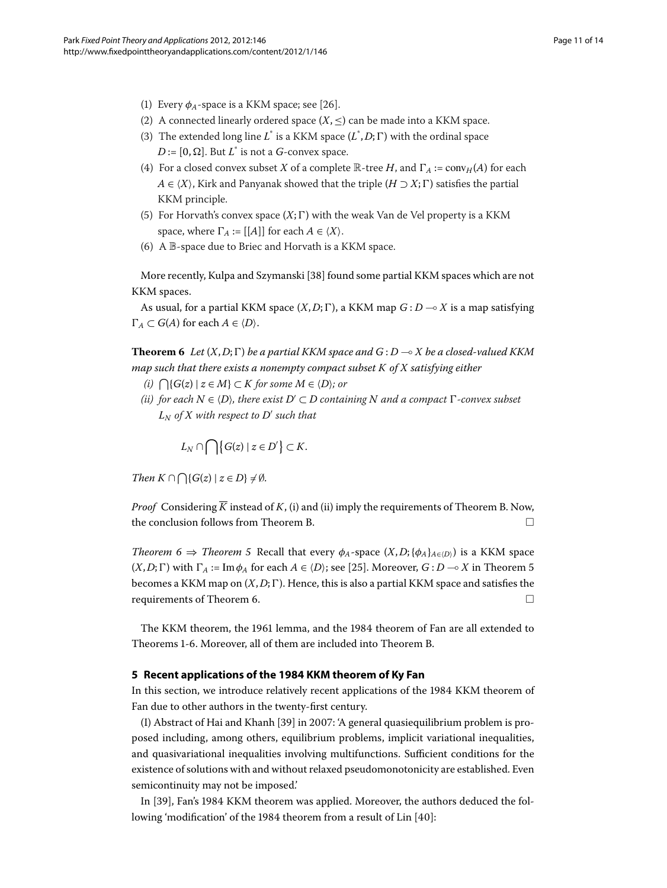(1) Every $\phi_A$-space is a KKM space; see [26].
(2) A connected linearly ordered space $(X, \leq)$ can be made into a KKM space.
(3) The extended long line $L^*$ is a KKM space $(L^*, D; \Gamma)$ with the ordinal space $D := [0, \Omega]$. But $L^*$ is not a $G$-convex space.
(4) For a closed convex subset $X$ of a complete $\mathbb{R}$-tree $H$, and $\Gamma_A := \mathrm{conv}_H(A)$ for each $A \in \langle X \rangle$, Kirk and Panyanak showed that the triple $(H \supset X; \Gamma)$ satisfies the partial KKM principle.
(5) For Horvath's convex space $(X; \Gamma)$ with the weak Van de Vel property is a KKM space, where $\Gamma_A := [[A]]$ for each $A \in \langle X \rangle$.
(6) A $\mathbb{B}$-space due to Briec and Horvath is a KKM space.

More recently, Kulpa and Szymanski [38] found some partial KKM spaces which are not KKM spaces.

As usual, for a partial KKM space $(X, D; \Gamma)$, a KKM map $G : D \multimap X$ is a map satisfying $\Gamma_A \subset G(A)$ for each $A \in \langle D \rangle$.

**Theorem 6** *Let $(X, D; \Gamma)$ be a partial KKM space and $G : D \multimap X$ be a closed-valued KKM map such that there exists a nonempty compact subset $K$ of $X$ satisfying either*

*(i) $\bigcap\{G(z) \mid z \in M\} \subset K$ for some $M \in \langle D \rangle$; or*

*(ii) for each $N \in \langle D \rangle$, there exist $D' \subset D$ containing $N$ and a compact $\Gamma$-convex subset $L_N$ of $X$ with respect to $D'$ such that*

$$L_N \cap \bigcap\{G(z) \mid z \in D'\} \subset K.$$

*Then $K \cap \bigcap\{G(z) \mid z \in D\} \neq \emptyset$.*

*Proof* Considering $\overline{K}$ instead of $K$, (i) and (ii) imply the requirements of Theorem B. Now, the conclusion follows from Theorem B. □

*Theorem 6 $\Rightarrow$ Theorem 5* Recall that every $\phi_A$-space $(X, D; \{\phi_A\}_{A \in \langle D \rangle})$ is a KKM space $(X, D; \Gamma)$ with $\Gamma_A := \mathrm{Im}\,\phi_A$ for each $A \in \langle D \rangle$; see [25]. Moreover, $G : D \multimap X$ in Theorem 5 becomes a KKM map on $(X, D; \Gamma)$. Hence, this is also a partial KKM space and satisfies the requirements of Theorem 6. □

The KKM theorem, the 1961 lemma, and the 1984 theorem of Fan are all extended to Theorems 1-6. Moreover, all of them are included into Theorem B.

## 5 Recent applications of the 1984 KKM theorem of Ky Fan

In this section, we introduce relatively recent applications of the 1984 KKM theorem of Fan due to other authors in the twenty-first century.

(I) Abstract of Hai and Khanh [39] in 2007: 'A general quasiequilibrium problem is proposed including, among others, equilibrium problems, implicit variational inequalities, and quasivariational inequalities involving multifunctions. Sufficient conditions for the existence of solutions with and without relaxed pseudomonotonicity are established. Even semicontinuity may not be imposed.'

In [39], Fan's 1984 KKM theorem was applied. Moreover, the authors deduced the following 'modification' of the 1984 theorem from a result of Lin [40]: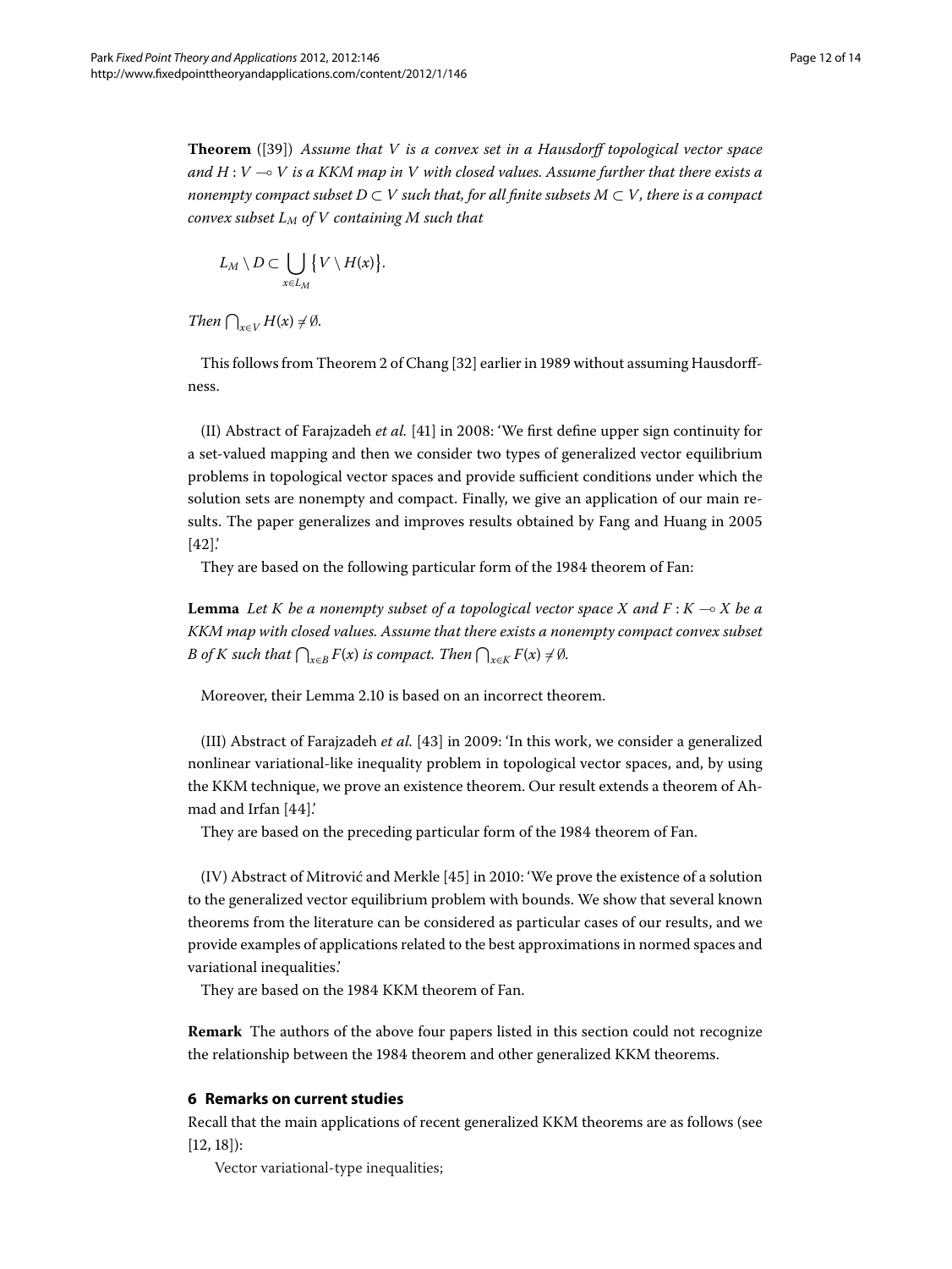**Theorem** ([39]) *Assume that $V$ is a convex set in a Hausdorff topological vector space and $H : V \multimap V$ is a KKM map in $V$ with closed values. Assume further that there exists a nonempty compact subset $D \subset V$ such that, for all finite subsets $M \subset V$, there is a compact convex subset $L_M$ of $V$ containing $M$ such that*

$$L_M \setminus D \subset \bigcup_{x \in L_M} \{V \setminus H(x)\}.$$

*Then $\bigcap_{x \in V} H(x) \neq \emptyset$.*

This follows from Theorem 2 of Chang [32] earlier in 1989 without assuming Hausdorffness.

(II) Abstract of Farajzadeh *et al.* [41] in 2008: 'We first define upper sign continuity for a set-valued mapping and then we consider two types of generalized vector equilibrium problems in topological vector spaces and provide sufficient conditions under which the solution sets are nonempty and compact. Finally, we give an application of our main results. The paper generalizes and improves results obtained by Fang and Huang in 2005 [42].'

They are based on the following particular form of the 1984 theorem of Fan:

**Lemma** *Let $K$ be a nonempty subset of a topological vector space $X$ and $F : K \multimap X$ be a KKM map with closed values. Assume that there exists a nonempty compact convex subset $B$ of $K$ such that $\bigcap_{x \in B} F(x)$ is compact. Then $\bigcap_{x \in K} F(x) \neq \emptyset$.*

Moreover, their Lemma 2.10 is based on an incorrect theorem.

(III) Abstract of Farajzadeh *et al.* [43] in 2009: 'In this work, we consider a generalized nonlinear variational-like inequality problem in topological vector spaces, and, by using the KKM technique, we prove an existence theorem. Our result extends a theorem of Ahmad and Irfan [44].'

They are based on the preceding particular form of the 1984 theorem of Fan.

(IV) Abstract of Mitrović and Merkle [45] in 2010: 'We prove the existence of a solution to the generalized vector equilibrium problem with bounds. We show that several known theorems from the literature can be considered as particular cases of our results, and we provide examples of applications related to the best approximations in normed spaces and variational inequalities.'

They are based on the 1984 KKM theorem of Fan.

**Remark** The authors of the above four papers listed in this section could not recognize the relationship between the 1984 theorem and other generalized KKM theorems.

## 6 Remarks on current studies

Recall that the main applications of recent generalized KKM theorems are as follows (see [12, 18]):

Vector variational-type inequalities;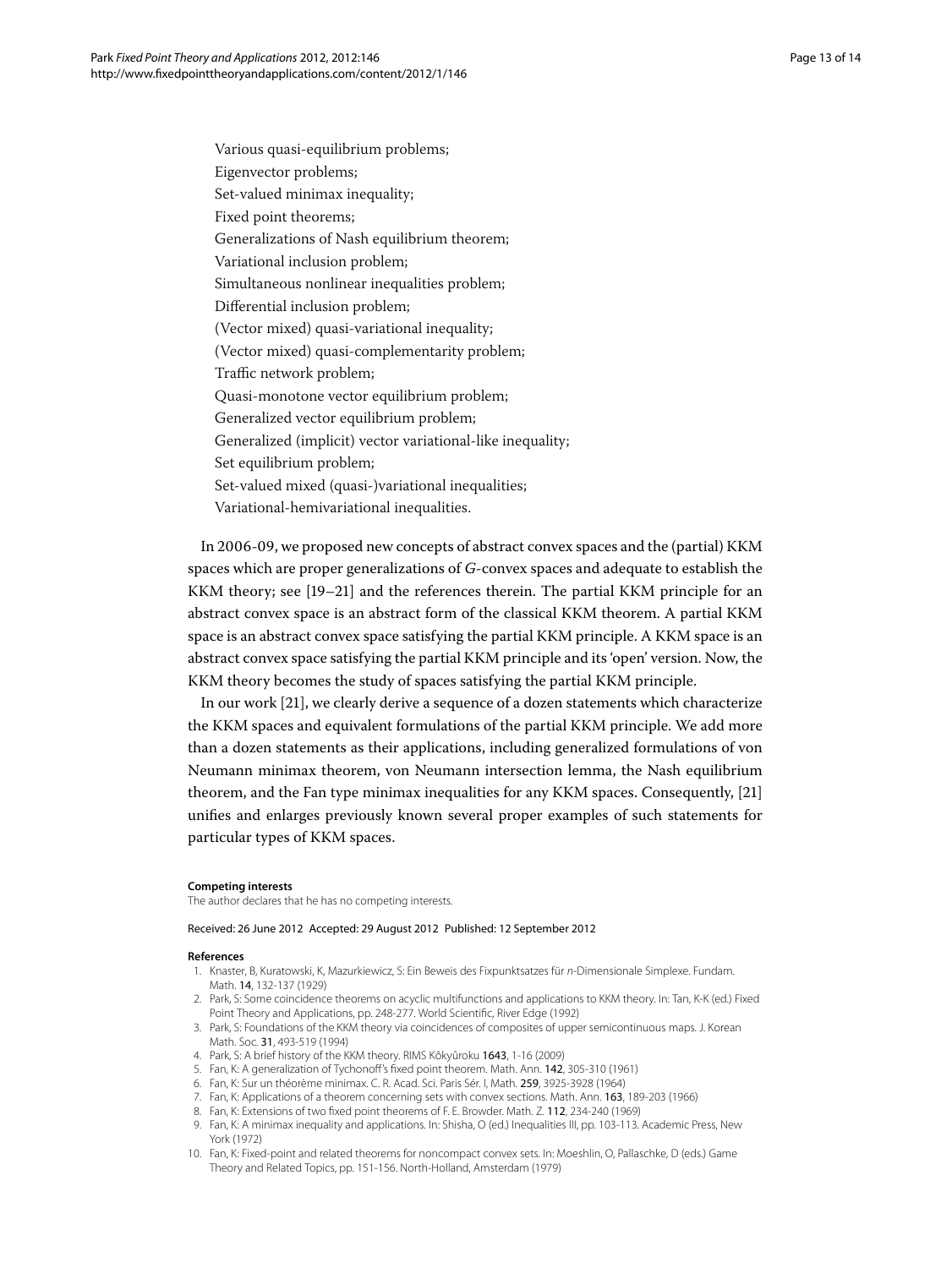Various quasi-equilibrium problems;
Eigenvector problems;
Set-valued minimax inequality;
Fixed point theorems;
Generalizations of Nash equilibrium theorem;
Variational inclusion problem;
Simultaneous nonlinear inequalities problem;
Differential inclusion problem;
(Vector mixed) quasi-variational inequality;
(Vector mixed) quasi-complementarity problem;
Traffic network problem;
Quasi-monotone vector equilibrium problem;
Generalized vector equilibrium problem;
Generalized (implicit) vector variational-like inequality;
Set equilibrium problem;
Set-valued mixed (quasi-)variational inequalities;
Variational-hemivariational inequalities.

In 2006-09, we proposed new concepts of abstract convex spaces and the (partial) KKM spaces which are proper generalizations of $G$-convex spaces and adequate to establish the KKM theory; see [19–21] and the references therein. The partial KKM principle for an abstract convex space is an abstract form of the classical KKM theorem. A partial KKM space is an abstract convex space satisfying the partial KKM principle. A KKM space is an abstract convex space satisfying the partial KKM principle and its 'open' version. Now, the KKM theory becomes the study of spaces satisfying the partial KKM principle.

In our work [21], we clearly derive a sequence of a dozen statements which characterize the KKM spaces and equivalent formulations of the partial KKM principle. We add more than a dozen statements as their applications, including generalized formulations of von Neumann minimax theorem, von Neumann intersection lemma, the Nash equilibrium theorem, and the Fan type minimax inequalities for any KKM spaces. Consequently, [21] unifies and enlarges previously known several proper examples of such statements for particular types of KKM spaces.

**Competing interests**
The author declares that he has no competing interests.

Received: 26 June 2012 Accepted: 29 August 2012 Published: 12 September 2012

**References**

1. Knaster, B, Kuratowski, K, Mazurkiewicz, S: Ein Beweis des Fixpunktsatzes für $n$-Dimensionale Simplexe. Fundam. Math. **14**, 132-137 (1929)
2. Park, S: Some coincidence theorems on acyclic multifunctions and applications to KKM theory. In: Tan, K-K (ed.) Fixed Point Theory and Applications, pp. 248-277. World Scientific, River Edge (1992)
3. Park, S: Foundations of the KKM theory via coincidences of composites of upper semicontinuous maps. J. Korean Math. Soc. **31**, 493-519 (1994)
4. Park, S: A brief history of the KKM theory. RIMS Kôkyûroku **1643**, 1-16 (2009)
5. Fan, K: A generalization of Tychonoff's fixed point theorem. Math. Ann. **142**, 305-310 (1961)
6. Fan, K: Sur un théorème minimax. C. R. Acad. Sci. Paris Sér. I, Math. **259**, 3925-3928 (1964)
7. Fan, K: Applications of a theorem concerning sets with convex sections. Math. Ann. **163**, 189-203 (1966)
8. Fan, K: Extensions of two fixed point theorems of F. E. Browder. Math. Z. **112**, 234-240 (1969)
9. Fan, K: A minimax inequality and applications. In: Shisha, O (ed.) Inequalities III, pp. 103-113. Academic Press, New York (1972)
10. Fan, K: Fixed-point and related theorems for noncompact convex sets. In: Moeshlin, O, Pallaschke, D (eds.) Game Theory and Related Topics, pp. 151-156. North-Holland, Amsterdam (1979)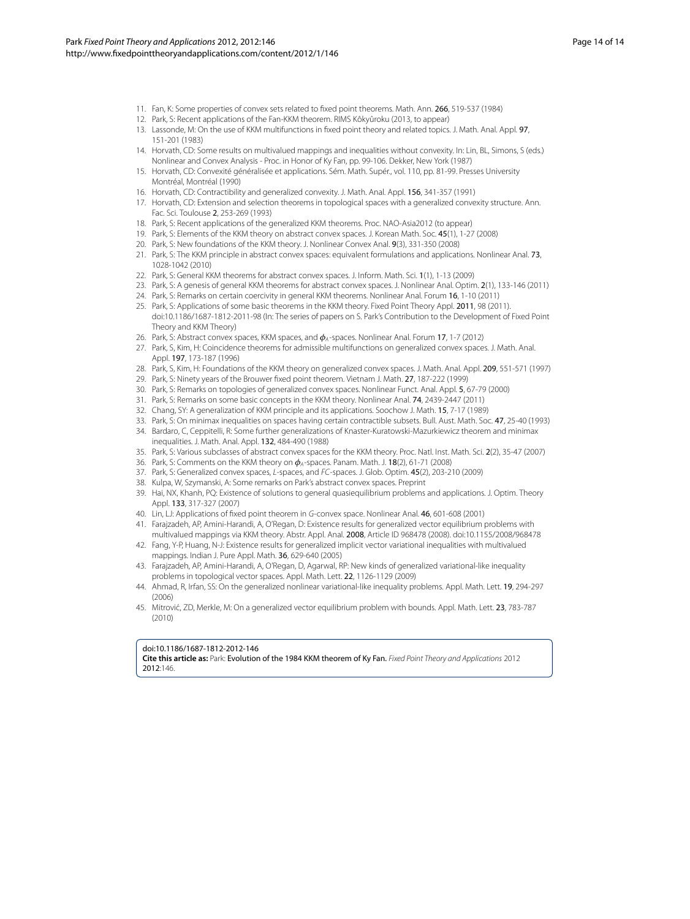11. Fan, K: Some properties of convex sets related to fixed point theorems. Math. Ann. **266**, 519-537 (1984)
12. Park, S: Recent applications of the Fan-KKM theorem. RIMS Kôkyûroku (2013, to appear)
13. Lassonde, M: On the use of KKM multifunctions in fixed point theory and related topics. J. Math. Anal. Appl. **97**, 151-201 (1983)
14. Horvath, CD: Some results on multivalued mappings and inequalities without convexity. In: Lin, BL, Simons, S (eds.) Nonlinear and Convex Analysis - Proc. in Honor of Ky Fan, pp. 99-106. Dekker, New York (1987)
15. Horvath, CD: Convexité généralisée et applications. Sém. Math. Supér., vol. 110, pp. 81-99. Presses University Montréal, Montréal (1990)
16. Horvath, CD: Contractibility and generalized convexity. J. Math. Anal. Appl. **156**, 341-357 (1991)
17. Horvath, CD: Extension and selection theorems in topological spaces with a generalized convexity structure. Ann. Fac. Sci. Toulouse **2**, 253-269 (1993)
18. Park, S: Recent applications of the generalized KKM theorems. Proc. NAO-Asia2012 (to appear)
19. Park, S: Elements of the KKM theory on abstract convex spaces. J. Korean Math. Soc. **45**(1), 1-27 (2008)
20. Park, S: New foundations of the KKM theory. J. Nonlinear Convex Anal. **9**(3), 331-350 (2008)
21. Park, S: The KKM principle in abstract convex spaces: equivalent formulations and applications. Nonlinear Anal. **73**, 1028-1042 (2010)
22. Park, S: General KKM theorems for abstract convex spaces. J. Inform. Math. Sci. **1**(1), 1-13 (2009)
23. Park, S: A genesis of general KKM theorems for abstract convex spaces. J. Nonlinear Anal. Optim. **2**(1), 133-146 (2011)
24. Park, S: Remarks on certain coercivity in general KKM theorems. Nonlinear Anal. Forum **16**, 1-10 (2011)
25. Park, S: Applications of some basic theorems in the KKM theory. Fixed Point Theory Appl. **2011**, 98 (2011). doi:10.1186/1687-1812-2011-98 (In: The series of papers on S. Park's Contribution to the Development of Fixed Point Theory and KKM Theory)
26. Park, S: Abstract convex spaces, KKM spaces, and $\phi_A$-spaces. Nonlinear Anal. Forum **17**, 1-7 (2012)
27. Park, S, Kim, H: Coincidence theorems for admissible multifunctions on generalized convex spaces. J. Math. Anal. Appl. **197**, 173-187 (1996)
28. Park, S, Kim, H: Foundations of the KKM theory on generalized convex spaces. J. Math. Anal. Appl. **209**, 551-571 (1997)
29. Park, S: Ninety years of the Brouwer fixed point theorem. Vietnam J. Math. **27**, 187-222 (1999)
30. Park, S: Remarks on topologies of generalized convex spaces. Nonlinear Funct. Anal. Appl. **5**, 67-79 (2000)
31. Park, S: Remarks on some basic concepts in the KKM theory. Nonlinear Anal. **74**, 2439-2447 (2011)
32. Chang, SY: A generalization of KKM principle and its applications. Soochow J. Math. **15**, 7-17 (1989)
33. Park, S: On minimax inequalities on spaces having certain contractible subsets. Bull. Aust. Math. Soc. **47**, 25-40 (1993)
34. Bardaro, C, Ceppitelli, R: Some further generalizations of Knaster-Kuratowski-Mazurkiewicz theorem and minimax inequalities. J. Math. Anal. Appl. **132**, 484-490 (1988)
35. Park, S: Various subclasses of abstract convex spaces for the KKM theory. Proc. Natl. Inst. Math. Sci. **2**(2), 35-47 (2007)
36. Park, S: Comments on the KKM theory on $\phi_A$-spaces. Panam. Math. J. **18**(2), 61-71 (2008)
37. Park, S: Generalized convex spaces, *L*-spaces, and *FC*-spaces. J. Glob. Optim. **45**(2), 203-210 (2009)
38. Kulpa, W, Szymanski, A: Some remarks on Park's abstract convex spaces. Preprint
39. Hai, NX, Khanh, PQ: Existence of solutions to general quasiequilibrium problems and applications. J. Optim. Theory Appl. **133**, 317-327 (2007)
40. Lin, LJ: Applications of fixed point theorem in *G*-convex space. Nonlinear Anal. **46**, 601-608 (2001)
41. Farajzadeh, AP, Amini-Harandi, A, O'Regan, D: Existence results for generalized vector equilibrium problems with multivalued mappings via KKM theory. Abstr. Appl. Anal. **2008**, Article ID 968478 (2008). doi:10.1155/2008/968478
42. Fang, Y-P, Huang, N-J: Existence results for generalized implicit vector variational inequalities with multivalued mappings. Indian J. Pure Appl. Math. **36**, 629-640 (2005)
43. Farajzadeh, AP, Amini-Harandi, A, O'Regan, D, Agarwal, RP: New kinds of generalized variational-like inequality problems in topological vector spaces. Appl. Math. Lett. **22**, 1126-1129 (2009)
44. Ahmad, R, Irfan, SS: On the generalized nonlinear variational-like inequality problems. Appl. Math. Lett. **19**, 294-297 (2006)
45. Mitrović, ZD, Merkle, M: On a generalized vector equilibrium problem with bounds. Appl. Math. Lett. **23**, 783-787 (2010)

doi:10.1186/1687-1812-2012-146
**Cite this article as:** Park: Evolution of the 1984 KKM theorem of Ky Fan. *Fixed Point Theory and Applications* 2012 **2012**:146.